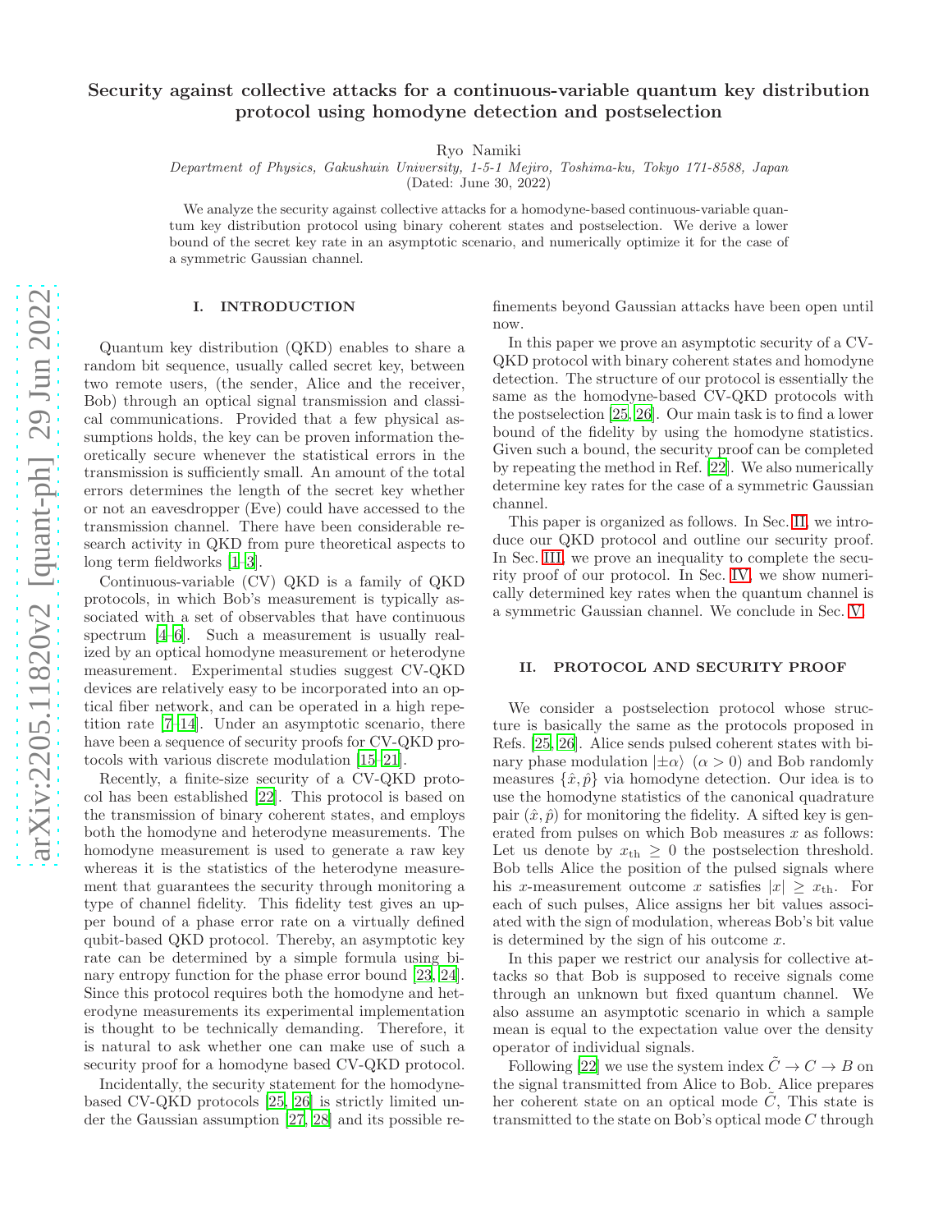# Security against collective attacks for a continuous-variable quantum key distribution protocol using homodyne detection and postselection

Ryo Namiki

*Department of Physics, Gakushuin University, 1-5-1 Mejiro, Toshima-ku, Tokyo 171-8588, Japan*

(Dated: June 30, 2022)

We analyze the security against collective attacks for a homodyne-based continuous-variable quantum key distribution protocol using binary coherent states and postselection. We derive a lower bound of the secret key rate in an asymptotic scenario, and numerically optimize it for the case of a symmetric Gaussian channel.

## I. INTRODUCTION

Quantum key distribution (QKD) enables to share a random bit sequence, usually called secret key, between two remote users, (the sender, Alice and the receiver, Bob) through an optical signal transmission and classical communications. Provided that a few physical assumptions holds, the key can be proven information theoretically secure whenever the statistical errors in the transmission is sufficiently small. An amount of the total errors determines the length of the secret key whether or not an eavesdropper (Eve) could have accessed to the transmission channel. There have been considerable research activity in QKD from pure theoretical aspects to long term fieldworks [1–3].

Continuous-variable (CV) QKD is a family of QKD protocols, in which Bob's measurement is typically associated with a set of observables that have continuous spectrum [4–6]. Such a measurement is usually realized by an optical homodyne measurement or heterodyne measurement. Experimental studies suggest CV-QKD devices are relatively easy to be incorporated into an optical fiber network, and can be operated in a high repetition rate [7–14]. Under an asymptotic scenario, there have been a sequence of security proofs for CV-QKD protocols with various discrete modulation [15–21].

Recently, a finite-size security of a CV-QKD protocol has been established [22]. This protocol is based on the transmission of binary coherent states, and employs both the homodyne and heterodyne measurements. The homodyne measurement is used to generate a raw key whereas it is the statistics of the heterodyne measurement that guarantees the security through monitoring a type of channel fidelity. This fidelity test gives an upper bound of a phase error rate on a virtually defined qubit-based QKD protocol. Thereby, an asymptotic key rate can be determined by a simple formula using binary entropy function for the phase error bound [23, 24]. Since this protocol requires both the homodyne and heterodyne measurements its experimental implementation is thought to be technically demanding. Therefore, it is natural to ask whether one can make use of such a security proof for a homodyne based CV-QKD protocol.

Incidentally, the security statement for the homodyne-based CV-QKD protocols [25, 26] is strictly limited under the Gaussian assumption [27, 28] and its possible refinements beyond Gaussian attacks have been open until now.

In this paper we prove an asymptotic security of a CV-QKD protocol with binary coherent states and homodyne detection. The structure of our protocol is essentially the same as the homodyne-based CV-QKD protocols with the postselection [25, 26]. Our main task is to find a lower bound of the fidelity by using the homodyne statistics. Given such a bound, the security proof can be completed by repeating the method in Ref. [22]. We also numerically determine key rates for the case of a symmetric Gaussian channel.

This paper is organized as follows. In Sec. II, we introduce our QKD protocol and outline our security proof. In Sec. III, we prove an inequality to complete the security proof of our protocol. In Sec. IV, we show numerically determined key rates when the quantum channel is a symmetric Gaussian channel. We conclude in Sec. V.

## II. PROTOCOL AND SECURITY PROOF

We consider a postselection protocol whose structure is basically the same as the protocols proposed in Refs. [25, 26]. Alice sends pulsed coherent states with binary phase modulation $|\pm\alpha\rangle$ $(\alpha > 0)$ and Bob randomly measures $\{\hat{x}, \hat{p}\}$ via homodyne detection. Our idea is to use the homodyne statistics of the canonical quadrature pair $(\hat{x}, \hat{p})$ for monitoring the fidelity. A sifted key is generated from pulses on which Bob measures $x$ as follows: Let us denote by $x_{\mathrm{th}} \geq 0$ the postselection threshold. Bob tells Alice the position of the pulsed signals where his $x$-measurement outcome $x$ satisfies $|x| \geq x_{\mathrm{th}}$. For each of such pulses, Alice assigns her bit values associated with the sign of modulation, whereas Bob's bit value is determined by the sign of his outcome $x$.

In this paper we restrict our analysis for collective attacks so that Bob is supposed to receive signals come through an unknown but fixed quantum channel. We also assume an asymptotic scenario in which a sample mean is equal to the expectation value over the density operator of individual signals.

Following [22] we use the system index $\tilde{C} \to C \to B$ on the signal transmitted from Alice to Bob. Alice prepares her coherent state on an optical mode $\tilde{C}$, This state is transmitted to the state on Bob's optical mode $C$ through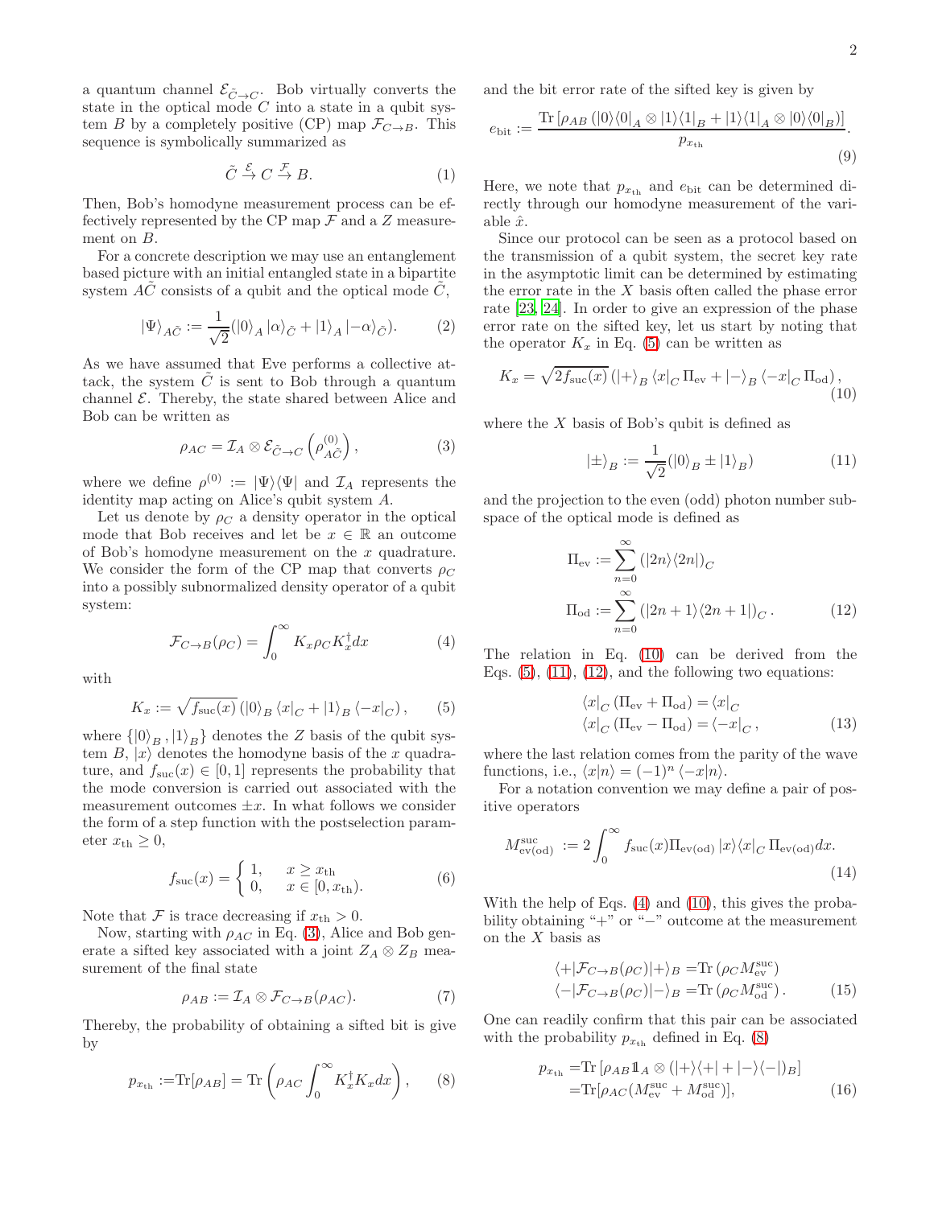a quantum channel $\mathcal{E}_{\tilde{C}\to C}$. Bob virtually converts the state in the optical mode $C$ into a state in a qubit system $B$ by a completely positive (CP) map $\mathcal{F}_{C\to B}$. This sequence is symbolically summarized as

$$\tilde{C} \xrightarrow{\mathcal{E}} C \xrightarrow{\mathcal{F}} B. \tag{1}$$

Then, Bob's homodyne measurement process can be effectively represented by the CP map $\mathcal{F}$ and a $Z$ measurement on $B$.

For a concrete description we may use an entanglement based picture with an initial entangled state in a bipartite system $A\tilde{C}$ consists of a qubit and the optical mode $\tilde{C}$,

$$|\Psi\rangle_{A\tilde{C}} := \frac{1}{\sqrt{2}}(|0\rangle_A |\alpha\rangle_{\tilde{C}} + |1\rangle_A |-\alpha\rangle_{\tilde{C}}). \tag{2}$$

As we have assumed that Eve performs a collective attack, the system $\tilde{C}$ is sent to Bob through a quantum channel $\mathcal{E}$. Thereby, the state shared between Alice and Bob can be written as

$$\rho_{AC} = \mathcal{I}_A \otimes \mathcal{E}_{\tilde{C}\to C}\left(\rho^{(0)}_{A\tilde{C}}\right), \tag{3}$$

where we define $\rho^{(0)} := |\Psi\rangle\langle\Psi|$ and $\mathcal{I}_A$ represents the identity map acting on Alice's qubit system $A$.

Let us denote by $\rho_C$ a density operator in the optical mode that Bob receives and let be $x \in \mathbb{R}$ an outcome of Bob's homodyne measurement on the $x$ quadrature. We consider the form of the CP map that converts $\rho_C$ into a possibly subnormalized density operator of a qubit system:

$$\mathcal{F}_{C\to B}(\rho_C) = \int_0^\infty K_x \rho_C K_x^\dagger dx \tag{4}$$

with

$$K_x := \sqrt{f_{\rm suc}(x)}\left(|0\rangle_B \langle x|_C + |1\rangle_B \langle -x|_C\right), \tag{5}$$

where $\{|0\rangle_B, |1\rangle_B\}$ denotes the $Z$ basis of the qubit system $B$, $|x\rangle$ denotes the homodyne basis of the $x$ quadrature, and $f_{\rm suc}(x) \in [0,1]$ represents the probability that the mode conversion is carried out associated with the measurement outcomes $\pm x$. In what follows we consider the form of a step function with the postselection parameter $x_{\rm th} \geq 0$,

$$f_{\rm suc}(x) = \begin{cases} 1, & x \geq x_{\rm th} \\ 0, & x \in [0, x_{\rm th}). \end{cases} \tag{6}$$

Note that $\mathcal{F}$ is trace decreasing if $x_{\rm th} > 0$.

Now, starting with $\rho_{AC}$ in Eq. (3), Alice and Bob generate a sifted key associated with a joint $Z_A \otimes Z_B$ measurement of the final state

$$\rho_{AB} := \mathcal{I}_A \otimes \mathcal{F}_{C\to B}(\rho_{AC}). \tag{7}$$

Thereby, the probability of obtaining a sifted bit is give by

$$p_{x_{\rm th}} := {\rm Tr}[\rho_{AB}] = {\rm Tr}\left(\rho_{AC}\int_0^\infty K_x^\dagger K_x dx\right), \tag{8}$$

and the bit error rate of the sifted key is given by

$$e_{\rm bit} := \frac{{\rm Tr}\left[\rho_{AB}\left(|0\rangle\langle 0|_A \otimes |1\rangle\langle 1|_B + |1\rangle\langle 1|_A \otimes |0\rangle\langle 0|_B\right)\right]}{p_{x_{\rm th}}}. \tag{9}$$

Here, we note that $p_{x_{\rm th}}$ and $e_{\rm bit}$ can be determined directly through our homodyne measurement of the variable $\hat{x}$.

Since our protocol can be seen as a protocol based on the transmission of a qubit system, the secret key rate in the asymptotic limit can be determined by estimating the error rate in the $X$ basis often called the phase error rate [23, 24]. In order to give an expression of the phase error rate on the sifted key, let us start by noting that the operator $K_x$ in Eq. (5) can be written as

$$K_x = \sqrt{2f_{\rm suc}(x)}\left(|+\rangle_B \langle x|_C \Pi_{\rm ev} + |-\rangle_B \langle -x|_C \Pi_{\rm od}\right), \tag{10}$$

where the $X$ basis of Bob's qubit is defined as

$$|\pm\rangle_B := \frac{1}{\sqrt{2}}(|0\rangle_B \pm |1\rangle_B) \tag{11}$$

and the projection to the even (odd) photon number subspace of the optical mode is defined as

$$\begin{aligned} \Pi_{\rm ev} &:= \sum_{n=0}^\infty \left(|2n\rangle\langle 2n|\right)_C \\ \Pi_{\rm od} &:= \sum_{n=0}^\infty \left(|2n+1\rangle\langle 2n+1|\right)_C. \end{aligned} \tag{12}$$

The relation in Eq. (10) can be derived from the Eqs. (5), (11), (12), and the following two equations:

$$\begin{aligned} \langle x|_C \left(\Pi_{\rm ev} + \Pi_{\rm od}\right) &= \langle x|_C \\ \langle x|_C \left(\Pi_{\rm ev} - \Pi_{\rm od}\right) &= \langle -x|_C, \end{aligned} \tag{13}$$

where the last relation comes from the parity of the wave functions, i.e., $\langle x|n\rangle = (-1)^n \langle -x|n\rangle$.

For a notation convention we may define a pair of positive operators

$$M^{\rm suc}_{\rm ev(od)} := 2\int_0^\infty f_{\rm suc}(x)\Pi_{\rm ev(od)} |x\rangle\langle x|_C \Pi_{\rm ev(od)} dx. \tag{14}$$

With the help of Eqs. (4) and (10), this gives the probability obtaining "+" or "−" outcome at the measurement on the $X$ basis as

$$\begin{aligned} \langle +|\mathcal{F}_{C\to B}(\rho_C)|+\rangle_B &= {\rm Tr}\left(\rho_C M^{\rm suc}_{\rm ev}\right) \\ \langle -|\mathcal{F}_{C\to B}(\rho_C)|-\rangle_B &= {\rm Tr}\left(\rho_C M^{\rm suc}_{\rm od}\right). \end{aligned} \tag{15}$$

One can readily confirm that this pair can be associated with the probability $p_{x_{\rm th}}$ defined in Eq. (8)

$$\begin{aligned} p_{x_{\rm th}} &= {\rm Tr}\left[\rho_{AB} \mathbb{1}_A \otimes \left(|+\rangle\langle +| + |-\rangle\langle -|\right)_B\right] \\ &= {\rm Tr}[\rho_{AC}(M^{\rm suc}_{\rm ev} + M^{\rm suc}_{\rm od})], \end{aligned} \tag{16}$$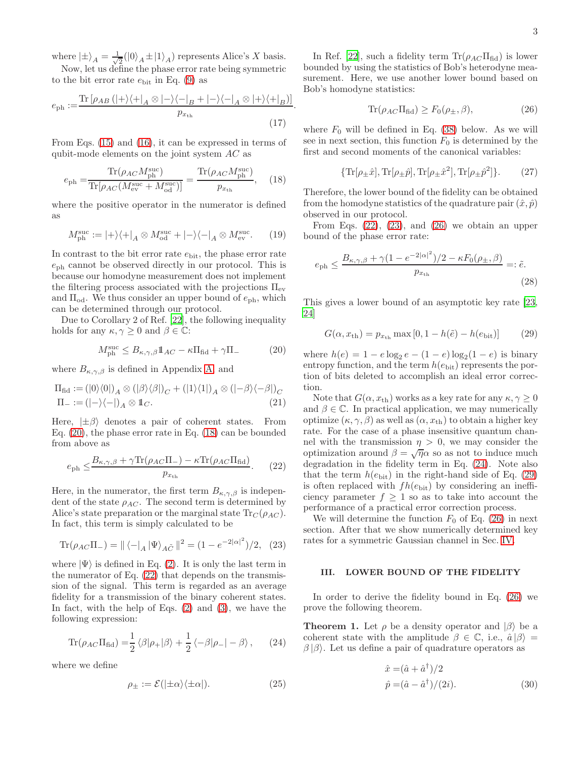where $|\pm\rangle_A = \frac{1}{\sqrt{2}}(|0\rangle_A \pm |1\rangle_A)$ represents Alice's $X$ basis.

Now, let us define the phase error rate being symmetric to the bit error rate $e_{\rm bit}$ in Eq. (9) as

$$e_{\rm ph} := \frac{\mathrm{Tr}\left[\rho_{AB}\left(|+\rangle\langle+|_A \otimes |-\rangle\langle-|_B + |-\rangle\langle-|_A \otimes |+\rangle\langle+|_B\right)\right]}{p_{x_{\rm th}}}. \tag{17}$$

From Eqs. (15) and (16), it can be expressed in terms of qubit-mode elements on the joint system $AC$ as

$$e_{\rm ph} = \frac{\mathrm{Tr}(\rho_{AC} M^{\rm suc}_{\rm ph})}{\mathrm{Tr}[\rho_{AC}(M^{\rm suc}_{\rm ev} + M^{\rm suc}_{\rm od})]} = \frac{\mathrm{Tr}(\rho_{AC} M^{\rm suc}_{\rm ph})}{p_{x_{\rm th}}}, \tag{18}$$

where the positive operator in the numerator is defined as

$$M^{\rm suc}_{\rm ph} := |+\rangle\langle+|_A \otimes M^{\rm suc}_{\rm od} + |-\rangle\langle-|_A \otimes M^{\rm suc}_{\rm ev}. \tag{19}$$

In contrast to the bit error rate $e_{\rm bit}$, the phase error rate $e_{\rm ph}$ cannot be observed directly in our protocol. This is because our homodyne measurement does not implement the filtering process associated with the projections $\Pi_{\rm ev}$ and $\Pi_{\rm od}$. We thus consider an upper bound of $e_{\rm ph}$, which can be determined through our protocol.

Due to Corollary 2 of Ref. [22], the following inequality holds for any $\kappa, \gamma \geq 0$ and $\beta \in \mathbb{C}$:

$$M^{\rm suc}_{\rm ph} \leq B_{\kappa,\gamma,\beta} \mathbb{1}_{AC} - \kappa \Pi_{\rm fid} + \gamma \Pi_- \tag{20}$$

where $B_{\kappa,\gamma,\beta}$ is defined in Appendix A and

$$\begin{aligned}
\Pi_{\rm fid} &:= (|0\rangle\langle 0|)_A \otimes (|\beta\rangle\langle\beta|)_C + (|1\rangle\langle 1|)_A \otimes (|-\beta\rangle\langle-\beta|)_C \\
\Pi_- &:= (|-\rangle\langle-|)_A \otimes \mathbb{1}_C.
\end{aligned} \tag{21}$$

Here, $|\pm\beta\rangle$ denotes a pair of coherent states. From Eq. (20), the phase error rate in Eq. (18) can be bounded from above as

$$e_{\rm ph} \leq \frac{B_{\kappa,\gamma,\beta} + \gamma \mathrm{Tr}(\rho_{AC}\Pi_-) - \kappa \mathrm{Tr}(\rho_{AC}\Pi_{\rm fid})}{p_{x_{\rm th}}}. \tag{22}$$

Here, in the numerator, the first term $B_{\kappa,\gamma,\beta}$ is independent of the state $\rho_{AC}$. The second term is determined by Alice's state preparation or the marginal state $\mathrm{Tr}_C(\rho_{AC})$. In fact, this term is simply calculated to be

$$\mathrm{Tr}(\rho_{AC}\Pi_-) = \|\,\langle-|_A\,|\Psi\rangle_{A\tilde{C}}\,\|^2 = (1 - e^{-2|\alpha|^2})/2, \tag{23}$$

where $|\Psi\rangle$ is defined in Eq. (2). It is only the last term in the numerator of Eq. (22) that depends on the transmission of the signal. This term is regarded as an average fidelity for a transmission of the binary coherent states. In fact, with the help of Eqs. (2) and (3), we have the following expression:

$$\mathrm{Tr}(\rho_{AC}\Pi_{\rm fid}) = \frac{1}{2}\langle\beta|\rho_+|\beta\rangle + \frac{1}{2}\langle-\beta|\rho_-|-\beta\rangle, \tag{24}$$

where we define

$$\rho_\pm := \mathcal{E}(|\pm\alpha\rangle\langle\pm\alpha|). \tag{25}$$

In Ref. [22], such a fidelity term $\mathrm{Tr}(\rho_{AC}\Pi_{\rm fid})$ is lower bounded by using the statistics of Bob's heterodyne measurement. Here, we use another lower bound based on Bob's homodyne statistics:

$$\mathrm{Tr}(\rho_{AC}\Pi_{\rm fid}) \geq F_0(\rho_\pm, \beta), \tag{26}$$

where $F_0$ will be defined in Eq. (38) below. As we will see in next section, this function $F_0$ is determined by the first and second moments of the canonical variables:

$$\{\mathrm{Tr}[\rho_\pm \hat{x}], \mathrm{Tr}[\rho_\pm \hat{p}], \mathrm{Tr}[\rho_\pm \hat{x}^2], \mathrm{Tr}[\rho_\pm \hat{p}^2]\}. \tag{27}$$

Therefore, the lower bound of the fidelity can be obtained from the homodyne statistics of the quadrature pair $(\hat{x}, \hat{p})$ observed in our protocol.

From Eqs. (22), (23), and (26) we obtain an upper bound of the phase error rate:

$$e_{\rm ph} \leq \frac{B_{\kappa,\gamma,\beta} + \gamma(1 - e^{-2|\alpha|^2})/2 - \kappa F_0(\rho_\pm, \beta)}{p_{x_{\rm th}}} =: \tilde{e}. \tag{28}$$

This gives a lower bound of an asymptotic key rate [23, 24]

$$G(\alpha, x_{\rm th}) = p_{x_{\rm th}} \max\left[0, 1 - h(\tilde{e}) - h(e_{\rm bit})\right] \tag{29}$$

where $h(e) = 1 - e\log_2 e - (1-e)\log_2(1-e)$ is binary entropy function, and the term $h(e_{\rm bit})$ represents the portion of bits deleted to accomplish an ideal error correction.

Note that $G(\alpha, x_{\rm th})$ works as a key rate for any $\kappa, \gamma \geq 0$ and $\beta \in \mathbb{C}$. In practical application, we may numerically optimize $(\kappa, \gamma, \beta)$ as well as $(\alpha, x_{\rm th})$ to obtain a higher key rate. For the case of a phase insensitive quantum channel with the transmission $\eta > 0$, we may consider the optimization around $\beta = \sqrt{\eta}\alpha$ so as not to induce much degradation in the fidelity term in Eq. (24). Note also that the term $h(e_{\rm bit})$ in the right-hand side of Eq. (29) is often replaced with $fh(e_{\rm bit})$ by considering an inefficiency parameter $f \geq 1$ so as to take into account the performance of a practical error correction process.

We will determine the function $F_0$ of Eq. (26) in next section. After that we show numerically determined key rates for a symmetric Gaussian channel in Sec. IV.

## III. LOWER BOUND OF THE FIDELITY

In order to derive the fidelity bound in Eq. (26) we prove the following theorem.

**Theorem 1.** *Let $\rho$ be a density operator and $|\beta\rangle$ be a coherent state with the amplitude $\beta \in \mathbb{C}$, i.e., $\hat{a}|\beta\rangle = \beta|\beta\rangle$. Let us define a pair of quadrature operators as*

$$\begin{aligned}
\hat{x} &= (\hat{a} + \hat{a}^\dagger)/2 \\
\hat{p} &= (\hat{a} - \hat{a}^\dagger)/(2i).
\end{aligned} \tag{30}$$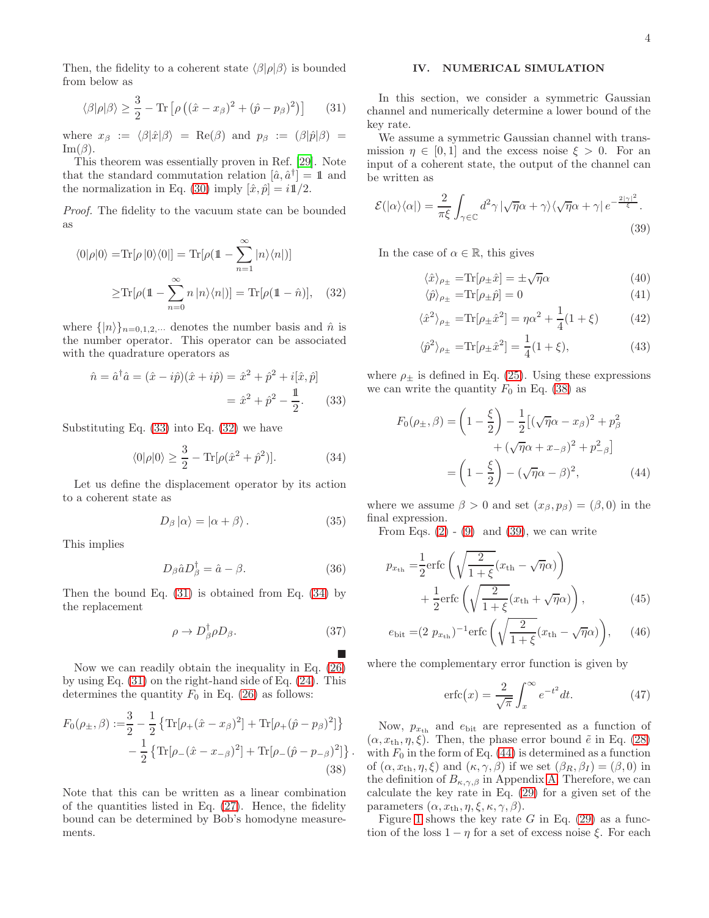Then, the fidelity to a coherent state $\langle\beta|\rho|\beta\rangle$ is bounded from below as

$$\langle\beta|\rho|\beta\rangle \geq \frac{3}{2} - \mathrm{Tr}\left[\rho\left((\hat{x}-x_\beta)^2 + (\hat{p}-p_\beta)^2\right)\right] \tag{31}$$

where $x_\beta := \langle\beta|\hat{x}|\beta\rangle = \mathrm{Re}(\beta)$ and $p_\beta := (\beta|\hat{p}|\beta) = \mathrm{Im}(\beta)$.

This theorem was essentially proven in Ref. [29]. Note that the standard commutation relation $[\hat{a}, \hat{a}^\dagger] = \mathbb{1}$ and the normalization in Eq. (30) imply $[\hat{x}, \hat{p}] = i\mathbb{1}/2$.

*Proof.* The fidelity to the vacuum state can be bounded as

$$\begin{aligned}\langle 0|\rho|0\rangle =& \mathrm{Tr}[\rho\,|0\rangle\langle 0|] = \mathrm{Tr}[\rho(\mathbb{1} - \sum_{n=1}^{\infty} |n\rangle\langle n|)]\\ \geq& \mathrm{Tr}[\rho(\mathbb{1} - \sum_{n=0}^{\infty} n\,|n\rangle\langle n|)] = \mathrm{Tr}[\rho(\mathbb{1}-\hat{n})],\end{aligned} \tag{32}$$

where $\{|n\rangle\}_{n=0,1,2,\cdots}$ denotes the number basis and $\hat{n}$ is the number operator. This operator can be associated with the quadrature operators as

$$\begin{aligned}\hat{n} = \hat{a}^\dagger\hat{a} = (\hat{x} - i\hat{p})(\hat{x} + i\hat{p}) &= \hat{x}^2 + \hat{p}^2 + i[\hat{x}, \hat{p}]\\ &= \hat{x}^2 + \hat{p}^2 - \frac{\mathbb{1}}{2}.\end{aligned} \tag{33}$$

Substituting Eq. (33) into Eq. (32) we have

$$\langle 0|\rho|0\rangle \geq \frac{3}{2} - \mathrm{Tr}[\rho(\hat{x}^2 + \hat{p}^2)]. \tag{34}$$

Let us define the displacement operator by its action to a coherent state as

$$D_\beta\,|\alpha\rangle = |\alpha + \beta\rangle\,. \tag{35}$$

This implies

$$D_\beta \hat{a} D_\beta^\dagger = \hat{a} - \beta. \tag{36}$$

Then the bound Eq. (31) is obtained from Eq. (34) by the replacement

$$\rho \to D_\beta^\dagger \rho D_\beta. \tag{37}$$

∎

Now we can readily obtain the inequality in Eq. (26) by using Eq. (31) on the right-hand side of Eq. (24). This determines the quantity $F_0$ in Eq. (26) as follows:

$$\begin{aligned}F_0(\rho_\pm, \beta) :=& \frac{3}{2} - \frac{1}{2}\left\{\mathrm{Tr}[\rho_+(\hat{x}-x_\beta)^2] + \mathrm{Tr}[\rho_+(\hat{p}-p_\beta)^2]\right\}\\ &- \frac{1}{2}\left\{\mathrm{Tr}[\rho_-(\hat{x}-x_{-\beta})^2] + \mathrm{Tr}[\rho_-(\hat{p}-p_{-\beta})^2]\right\}.\end{aligned} \tag{38}$$

Note that this can be written as a linear combination of the quantities listed in Eq. (27). Hence, the fidelity bound can be determined by Bob's homodyne measurements.

## IV. NUMERICAL SIMULATION

In this section, we consider a symmetric Gaussian channel and numerically determine a lower bound of the key rate.

We assume a symmetric Gaussian channel with transmission $\eta \in [0, 1]$ and the excess noise $\xi > 0$. For an input of a coherent state, the output of the channel can be written as

$$\mathcal{E}(|\alpha\rangle\langle\alpha|) = \frac{2}{\pi\xi}\int_{\gamma\in\mathbb{C}} d^2\gamma\,|\sqrt{\eta}\alpha + \gamma\rangle\langle\sqrt{\eta}\alpha + \gamma|\,e^{-\frac{2|\gamma|^2}{\xi}}. \tag{39}$$

In the case of $\alpha \in \mathbb{R}$, this gives

$$\langle\hat{x}\rangle_{\rho_\pm} = \mathrm{Tr}[\rho_\pm \hat{x}] = \pm\sqrt{\eta}\alpha \tag{40}$$

$$\langle\hat{p}\rangle_{\rho_\pm} = \mathrm{Tr}[\rho_\pm \hat{p}] = 0 \tag{41}$$

$$\langle\hat{x}^2\rangle_{\rho_\pm} = \mathrm{Tr}[\rho_\pm \hat{x}^2] = \eta\alpha^2 + \frac{1}{4}(1+\xi) \tag{42}$$

$$\langle\hat{p}^2\rangle_{\rho_\pm} = \mathrm{Tr}[\rho_\pm \hat{x}^2] = \frac{1}{4}(1+\xi), \tag{43}$$

where $\rho_\pm$ is defined in Eq. (25). Using these expressions we can write the quantity $F_0$ in Eq. (38) as

$$\begin{aligned}F_0(\rho_\pm, \beta) =& \left(1 - \frac{\xi}{2}\right) - \frac{1}{2}\big[(\sqrt{\eta}\alpha - x_\beta)^2 + p_\beta^2\\ &+ (\sqrt{\eta}\alpha + x_{-\beta})^2 + p_{-\beta}^2\big]\\ =& \left(1 - \frac{\xi}{2}\right) - (\sqrt{\eta}\alpha - \beta)^2,\end{aligned} \tag{44}$$

where we assume $\beta > 0$ and set $(x_\beta, p_\beta) = (\beta, 0)$ in the final expression.

From Eqs. (2) - (9) and (39), we can write

$$\begin{aligned}p_{x_{\mathrm{th}}} =& \frac{1}{2}\mathrm{erfc}\left(\sqrt{\frac{2}{1+\xi}}(x_{\mathrm{th}} - \sqrt{\eta}\alpha)\right)\\ &+ \frac{1}{2}\mathrm{erfc}\left(\sqrt{\frac{2}{1+\xi}}(x_{\mathrm{th}} + \sqrt{\eta}\alpha)\right),\end{aligned} \tag{45}$$

$$e_{\mathrm{bit}} = (2\,p_{x_{\mathrm{th}}})^{-1}\mathrm{erfc}\left(\sqrt{\frac{2}{1+\xi}}(x_{\mathrm{th}} - \sqrt{\eta}\alpha)\right), \tag{46}$$

where the complementary error function is given by

$$\mathrm{erfc}(x) = \frac{2}{\sqrt{\pi}}\int_x^\infty e^{-t^2}dt. \tag{47}$$

Now, $p_{x_{\mathrm{th}}}$ and $e_{\mathrm{bit}}$ are represented as a function of $(\alpha, x_{\mathrm{th}}, \eta, \xi)$. Then, the phase error bound $\tilde{e}$ in Eq. (28) with $F_0$ in the form of Eq. (44) is determined as a function of $(\alpha, x_{\mathrm{th}}, \eta, \xi)$ and $(\kappa, \gamma, \beta)$ if we set $(\beta_R, \beta_I) = (\beta, 0)$ in the definition of $B_{\kappa,\gamma,\beta}$ in Appendix A. Therefore, we can calculate the key rate in Eq. (29) for a given set of the parameters $(\alpha, x_{\mathrm{th}}, \eta, \xi, \kappa, \gamma, \beta)$.

Figure 1 shows the key rate $G$ in Eq. (29) as a function of the loss $1 - \eta$ for a set of excess noise $\xi$. For each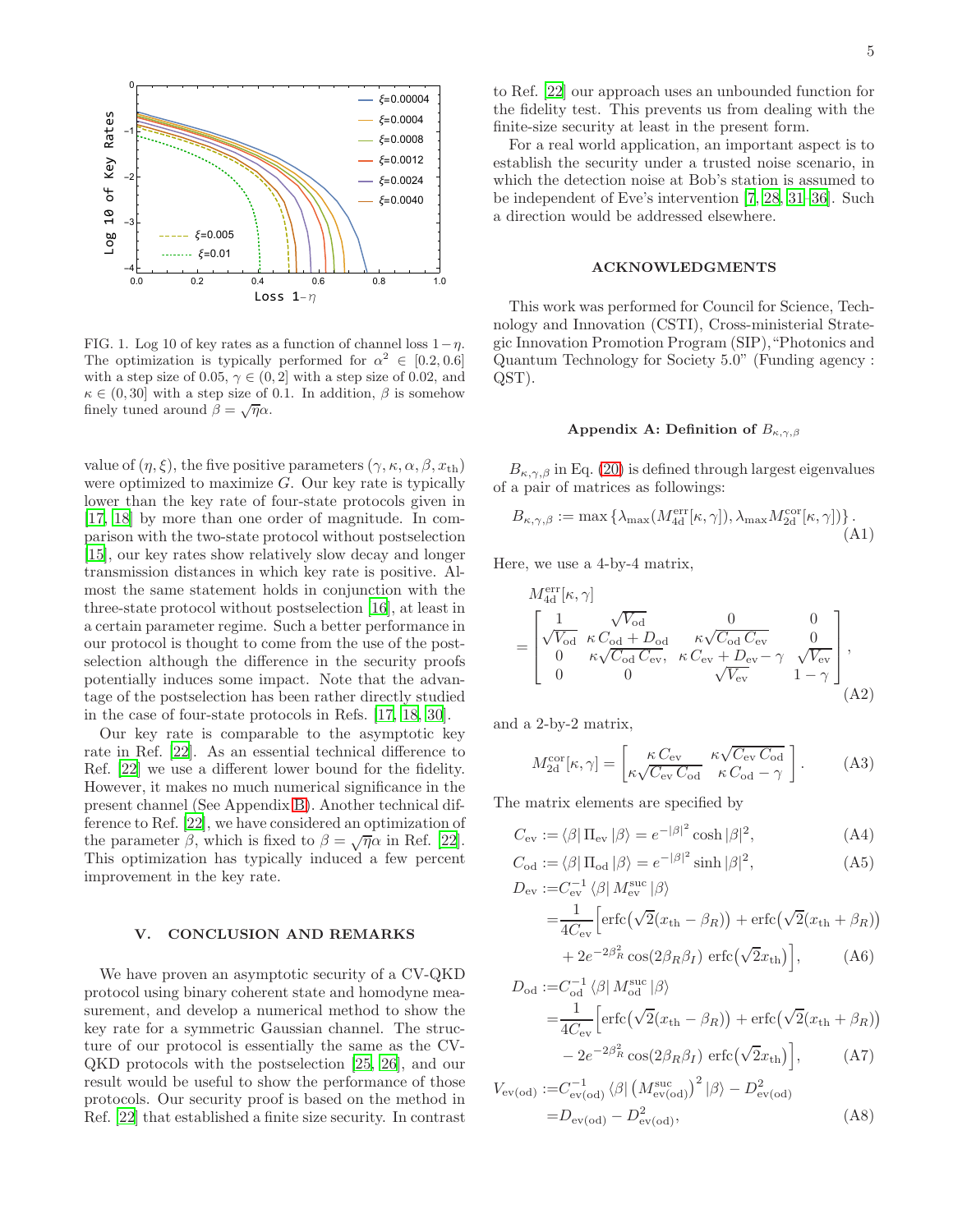FIG. 1. Log 10 of key rates as a function of channel loss $1-\eta$. The optimization is typically performed for $\alpha^2 \in [0.2, 0.6]$ with a step size of 0.05, $\gamma \in (0, 2]$ with a step size of 0.02, and $\kappa \in (0, 30]$ with a step size of 0.1. In addition, $\beta$ is somehow finely tuned around $\beta = \sqrt{\eta}\alpha$.

value of $(\eta, \xi)$, the five positive parameters $(\gamma, \kappa, \alpha, \beta, x_{\rm th})$ were optimized to maximize $G$. Our key rate is typically lower than the key rate of four-state protocols given in [17, 18] by more than one order of magnitude. In comparison with the two-state protocol without postselection [15], our key rates show relatively slow decay and longer transmission distances in which key rate is positive. Almost the same statement holds in conjunction with the three-state protocol without postselection [16], at least in a certain parameter regime. Such a better performance in our protocol is thought to come from the use of the postselection although the difference in the security proofs potentially induces some impact. Note that the advantage of the postselection has been rather directly studied in the case of four-state protocols in Refs. [17, 18, 30].

Our key rate is comparable to the asymptotic key rate in Ref. [22]. As an essential technical difference to Ref. [22] we use a different lower bound for the fidelity. However, it makes no much numerical significance in the present channel (See Appendix B). Another technical difference to Ref. [22], we have considered an optimization of the parameter $\beta$, which is fixed to $\beta = \sqrt{\eta}\alpha$ in Ref. [22]. This optimization has typically induced a few percent improvement in the key rate.

## V. CONCLUSION AND REMARKS

We have proven an asymptotic security of a CV-QKD protocol using binary coherent state and homodyne measurement, and develop a numerical method to show the key rate for a symmetric Gaussian channel. The structure of our protocol is essentially the same as the CV-QKD protocols with the postselection [25, 26], and our result would be useful to show the performance of those protocols. Our security proof is based on the method in Ref. [22] that established a finite size security. In contrast to Ref. [22] our approach uses an unbounded function for the fidelity test. This prevents us from dealing with the finite-size security at least in the present form.

For a real world application, an important aspect is to establish the security under a trusted noise scenario, in which the detection noise at Bob's station is assumed to be independent of Eve's intervention [7, 28, 31–36]. Such a direction would be addressed elsewhere.

## ACKNOWLEDGMENTS

This work was performed for Council for Science, Technology and Innovation (CSTI), Cross-ministerial Strategic Innovation Promotion Program (SIP), "Photonics and Quantum Technology for Society 5.0" (Funding agency : QST).

### Appendix A: Definition of $B_{\kappa,\gamma,\beta}$

$B_{\kappa,\gamma,\beta}$ in Eq. (20) is defined through largest eigenvalues of a pair of matrices as followings:

$$B_{\kappa,\gamma,\beta} := \max\left\{\lambda_{\max}(M^{\rm err}_{\rm 4d}[\kappa,\gamma]), \lambda_{\max} M^{\rm cor}_{\rm 2d}[\kappa,\gamma])\right\}. \tag{A1}$$

Here, we use a 4-by-4 matrix,

$$M^{\rm err}_{\rm 4d}[\kappa,\gamma] = \begin{bmatrix} 1 & \sqrt{V_{\rm od}} & 0 & 0 \\ \sqrt{V_{\rm od}} & \kappa\, C_{\rm od} + D_{\rm od} & \kappa\sqrt{C_{\rm od}\, C_{\rm ev}} & 0 \\ 0 & \kappa\sqrt{C_{\rm od}\, C_{\rm ev}}, & \kappa\, C_{\rm ev} + D_{\rm ev} - \gamma & \sqrt{V_{\rm ev}} \\ 0 & 0 & \sqrt{V_{\rm ev}} & 1-\gamma \end{bmatrix}, \tag{A2}$$

and a 2-by-2 matrix,

$$M^{\rm cor}_{\rm 2d}[\kappa,\gamma] = \begin{bmatrix} \kappa\, C_{\rm ev} & \kappa\sqrt{C_{\rm ev}\, C_{\rm od}} \\ \kappa\sqrt{C_{\rm ev}\, C_{\rm od}} & \kappa\, C_{\rm od} - \gamma \end{bmatrix}. \tag{A3}$$

The matrix elements are specified by

$$C_{\rm ev} := \langle\beta|\,\Pi_{\rm ev}\,|\beta\rangle = e^{-|\beta|^2}\cosh|\beta|^2, \tag{A4}$$

$$C_{\rm od} := \langle\beta|\,\Pi_{\rm od}\,|\beta\rangle = e^{-|\beta|^2}\sinh|\beta|^2, \tag{A5}$$

$$\begin{aligned} D_{\rm ev} :=& C_{\rm ev}^{-1}\,\langle\beta|\,M^{\rm suc}_{\rm ev}\,|\beta\rangle \\ =& \frac{1}{4C_{\rm ev}}\Big[\mathrm{erfc}\big(\sqrt{2}(x_{\rm th}-\beta_R)\big) + \mathrm{erfc}\big(\sqrt{2}(x_{\rm th}+\beta_R)\big) \\ &+ 2e^{-2\beta_R^2}\cos(2\beta_R\beta_I)\;\mathrm{erfc}\big(\sqrt{2}x_{\rm th}\big)\Big], \end{aligned} \tag{A6}$$

$$\begin{aligned} D_{\rm od} :=& C_{\rm od}^{-1}\,\langle\beta|\,M^{\rm suc}_{\rm od}\,|\beta\rangle \\ =& \frac{1}{4C_{\rm ev}}\Big[\mathrm{erfc}\big(\sqrt{2}(x_{\rm th}-\beta_R)\big) + \mathrm{erfc}\big(\sqrt{2}(x_{\rm th}+\beta_R)\big) \\ &- 2e^{-2\beta_R^2}\cos(2\beta_R\beta_I)\;\mathrm{erfc}\big(\sqrt{2}x_{\rm th}\big)\Big], \end{aligned} \tag{A7}$$

$$\begin{aligned} V_{\rm ev(od)} :=& C_{\rm ev(od)}^{-1}\,\langle\beta|\,\big(M^{\rm suc}_{\rm ev(od)}\big)^2\,|\beta\rangle - D^2_{\rm ev(od)} \\ =& D_{\rm ev(od)} - D^2_{\rm ev(od)}, \end{aligned} \tag{A8}$$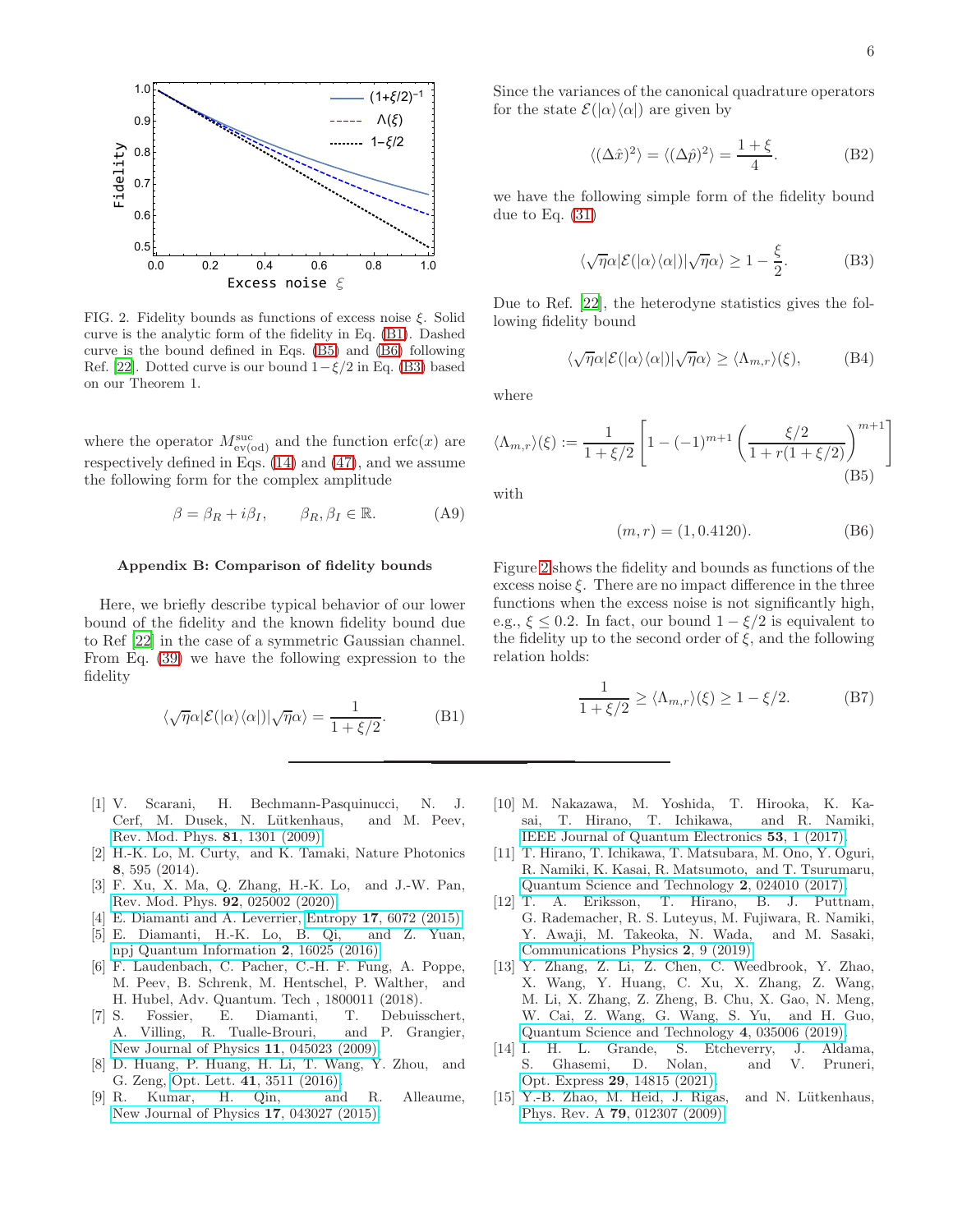FIG. 2. Fidelity bounds as functions of excess noise $\xi$. Solid curve is the analytic form of the fidelity in Eq. (B1). Dashed curve is the bound defined in Eqs. (B5) and (B6) following Ref. [22]. Dotted curve is our bound $1-\xi/2$ in Eq. (B3) based on our Theorem 1.

where the operator $M^{\rm suc}_{\rm ev(od)}$ and the function $\mathrm{erfc}(x)$ are respectively defined in Eqs. (14) and (47), and we assume the following form for the complex amplitude

$$\beta = \beta_R + i\beta_I, \qquad \beta_R, \beta_I \in \mathbb{R}. \tag{A9}$$

### Appendix B: Comparison of fidelity bounds

Here, we briefly describe typical behavior of our lower bound of the fidelity and the known fidelity bound due to Ref [22] in the case of a symmetric Gaussian channel. From Eq. (39) we have the following expression to the fidelity

$$\langle \sqrt{\eta}\alpha | \mathcal{E}(|\alpha\rangle\langle\alpha|) | \sqrt{\eta}\alpha \rangle = \frac{1}{1+\xi/2}. \tag{B1}$$

Since the variances of the canonical quadrature operators for the state $\mathcal{E}(|\alpha\rangle\langle\alpha|)$ are given by

$$\langle (\Delta\hat{x})^2 \rangle = \langle (\Delta\hat{p})^2 \rangle = \frac{1+\xi}{4}. \tag{B2}$$

we have the following simple form of the fidelity bound due to Eq. (31)

$$\langle \sqrt{\eta}\alpha | \mathcal{E}(|\alpha\rangle\langle\alpha|) | \sqrt{\eta}\alpha \rangle \geq 1 - \frac{\xi}{2}. \tag{B3}$$

Due to Ref. [22], the heterodyne statistics gives the following fidelity bound

$$\langle \sqrt{\eta}\alpha | \mathcal{E}(|\alpha\rangle\langle\alpha|) | \sqrt{\eta}\alpha \rangle \geq \langle \Lambda_{m,r} \rangle (\xi), \tag{B4}$$

where

$$\langle \Lambda_{m,r} \rangle (\xi) := \frac{1}{1+\xi/2}\left[1 - (-1)^{m+1}\left(\frac{\xi/2}{1+r(1+\xi/2)}\right)^{m+1}\right] \tag{B5}$$

with

$$(m, r) = (1, 0.4120). \tag{B6}$$

Figure 2 shows the fidelity and bounds as functions of the excess noise $\xi$. There are no impact difference in the three functions when the excess noise is not significantly high, e.g., $\xi \leq 0.2$. In fact, our bound $1 - \xi/2$ is equivalent to the fidelity up to the second order of $\xi$, and the following relation holds:

$$\frac{1}{1+\xi/2} \geq \langle \Lambda_{m,r} \rangle (\xi) \geq 1 - \xi/2. \tag{B7}$$

---

[1] V. Scarani, H. Bechmann-Pasquinucci, N. J. Cerf, M. Dusek, N. Lütkenhaus, and M. Peev, Rev. Mod. Phys. **81**, 1301 (2009).

[2] H.-K. Lo, M. Curty, and K. Tamaki, Nature Photonics **8**, 595 (2014).

[3] F. Xu, X. Ma, Q. Zhang, H.-K. Lo, and J.-W. Pan, Rev. Mod. Phys. **92**, 025002 (2020).

[4] E. Diamanti and A. Leverrier, Entropy **17**, 6072 (2015).

[5] E. Diamanti, H.-K. Lo, B. Qi, and Z. Yuan, npj Quantum Information **2**, 16025 (2016).

[6] F. Laudenbach, C. Pacher, C.-H. F. Fung, A. Poppe, M. Peev, B. Schrenk, M. Hentschel, P. Walther, and H. Hubel, Adv. Quantum. Tech , 1800011 (2018).

[7] S. Fossier, E. Diamanti, T. Debuisschert, A. Villing, R. Tualle-Brouri, and P. Grangier, New Journal of Physics **11**, 045023 (2009).

[8] D. Huang, P. Huang, H. Li, T. Wang, Y. Zhou, and G. Zeng, Opt. Lett. **41**, 3511 (2016).

[9] R. Kumar, H. Qin, and R. Alleaume, New Journal of Physics **17**, 043027 (2015).

[10] M. Nakazawa, M. Yoshida, T. Hirooka, K. Kasai, T. Hirano, T. Ichikawa, and R. Namiki, IEEE Journal of Quantum Electronics **53**, 1 (2017).

[11] T. Hirano, T. Ichikawa, T. Matsubara, M. Ono, Y. Oguri, R. Namiki, K. Kasai, R. Matsumoto, and T. Tsurumaru, Quantum Science and Technology **2**, 024010 (2017).

[12] T. A. Eriksson, T. Hirano, B. J. Puttnam, G. Rademacher, R. S. Luteyus, M. Fujiwara, R. Namiki, Y. Awaji, M. Takeoka, N. Wada, and M. Sasaki, Communications Physics **2**, 9 (2019).

[13] Y. Zhang, Z. Li, Z. Chen, C. Weedbrook, Y. Zhao, X. Wang, Y. Huang, C. Xu, X. Zhang, Z. Wang, M. Li, X. Zhang, Z. Zheng, B. Chu, X. Gao, N. Meng, W. Cai, Z. Wang, G. Wang, S. Yu, and H. Guo, Quantum Science and Technology **4**, 035006 (2019).

[14] I. H. L. Grande, S. Etcheverry, J. Aldama, S. Ghasemi, D. Nolan, and V. Pruneri, Opt. Express **29**, 14815 (2021).

[15] Y.-B. Zhao, M. Heid, J. Rigas, and N. Lütkenhaus, Phys. Rev. A **79**, 012307 (2009).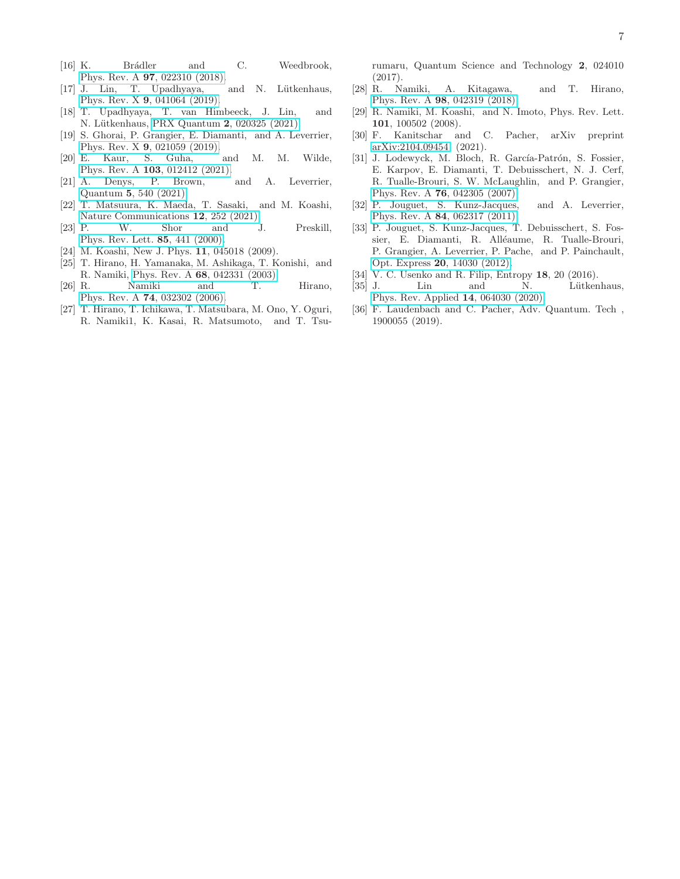[16] K. Brádler and C. Weedbrook, Phys. Rev. A **97**, 022310 (2018).

[17] J. Lin, T. Upadhyaya, and N. Lütkenhaus, Phys. Rev. X **9**, 041064 (2019).

[18] T. Upadhyaya, T. van Himbeeck, J. Lin, and N. Lütkenhaus, PRX Quantum **2**, 020325 (2021).

[19] S. Ghorai, P. Grangier, E. Diamanti, and A. Leverrier, Phys. Rev. X **9**, 021059 (2019).

[20] E. Kaur, S. Guha, and M. M. Wilde, Phys. Rev. A **103**, 012412 (2021).

[21] A. Denys, P. Brown, and A. Leverrier, Quantum **5**, 540 (2021).

[22] T. Matsuura, K. Maeda, T. Sasaki, and M. Koashi, Nature Communications **12**, 252 (2021).

[23] P. W. Shor and J. Preskill, Phys. Rev. Lett. **85**, 441 (2000).

[24] M. Koashi, New J. Phys. **11**, 045018 (2009).

[25] T. Hirano, H. Yamanaka, M. Ashikaga, T. Konishi, and R. Namiki, Phys. Rev. A **68**, 042331 (2003).

[26] R. Namiki and T. Hirano, Phys. Rev. A **74**, 032302 (2006).

[27] T. Hirano, T. Ichikawa, T. Matsubara, M. Ono, Y. Oguri, R. Namiki1, K. Kasai, R. Matsumoto, and T. Tsurumaru, Quantum Science and Technology **2**, 024010 (2017).

[28] R. Namiki, A. Kitagawa, and T. Hirano, Phys. Rev. A **98**, 042319 (2018).

[29] R. Namiki, M. Koashi, and N. Imoto, Phys. Rev. Lett. **101**, 100502 (2008).

[30] F. Kanitschar and C. Pacher, arXiv preprint arXiv:2104.09454 (2021).

[31] J. Lodewyck, M. Bloch, R. García-Patrón, S. Fossier, E. Karpov, E. Diamanti, T. Debuisschert, N. J. Cerf, R. Tualle-Brouri, S. W. McLaughlin, and P. Grangier, Phys. Rev. A **76**, 042305 (2007).

[32] P. Jouguet, S. Kunz-Jacques, and A. Leverrier, Phys. Rev. A **84**, 062317 (2011).

[33] P. Jouguet, S. Kunz-Jacques, T. Debuisschert, S. Fossier, E. Diamanti, R. Alléaume, R. Tualle-Brouri, P. Grangier, A. Leverrier, P. Pache, and P. Painchault, Opt. Express **20**, 14030 (2012).

[34] V. C. Usenko and R. Filip, Entropy **18**, 20 (2016).

[35] J. Lin and N. Lütkenhaus, Phys. Rev. Applied **14**, 064030 (2020).

[36] F. Laudenbach and C. Pacher, Adv. Quantum. Tech , 1900055 (2019).